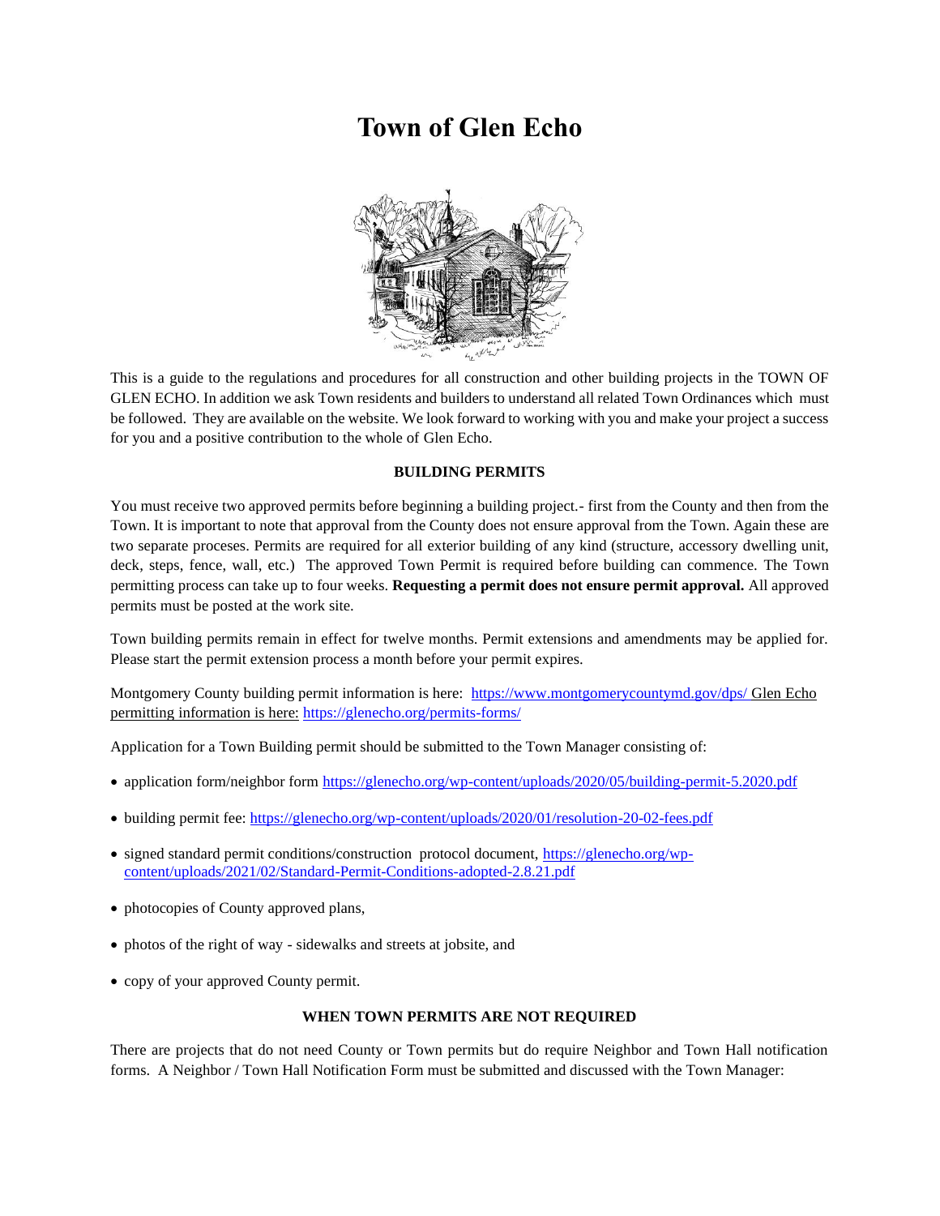# Town of Glen Echo

This is a guide to the regulations and procedures for all construction and other building projects in the TOWN OF GLEN ECHO. In addition we ask Town residents and builders to understand all related Town Ordinances which must be followed. They are available on the website. We look forward to working with you and make your project a success for you and a positive contribution to the whole of Glen Echo.

**BUILDING PERMITS**

You must receive two approved permits before beginning a building project.- first from the County and then from the Town. It is important to note that approval from the County does not ensure approval from the Town. Again these are two separate proceses. Permits are required for all exterior building of any kind (structure, accessory dwelling unit, deck, steps, fence, wall, etc.) The approved Town Permit is required before building can commence. The Town permitting process can take up to four weeks. **Requesting a permit does not ensure permit approval.** All approved permits must be posted at the work site.

Town building permits remain in effect for twelve months. Permit extensions and amendments may be applied for. Please start the permit extension process a month before your permit expires.

Montgomery County building permit information is here: https://www.montgomerycountymd.gov/dps/ Glen Echo permitting information is here: https://glenecho.org/permits-forms/

Application for a Town Building permit should be submitted to the Town Manager consisting of:

- application form/neighbor form https://glenecho.org/wp-content/uploads/2020/05/building-permit-5.2020.pdf
- building permit fee: https://glenecho.org/wp-content/uploads/2020/01/resolution-20-02-fees.pdf
- signed standard permit conditions/construction protocol document, https://glenecho.org/wp-content/uploads/2021/02/Standard-Permit-Conditions-adopted-2.8.21.pdf
- photocopies of County approved plans,
- photos of the right of way - sidewalks and streets at jobsite, and
- copy of your approved County permit.

**WHEN TOWN PERMITS ARE NOT REQUIRED**

There are projects that do not need County or Town permits but do require Neighbor and Town Hall notification forms. A Neighbor / Town Hall Notification Form must be submitted and discussed with the Town Manager: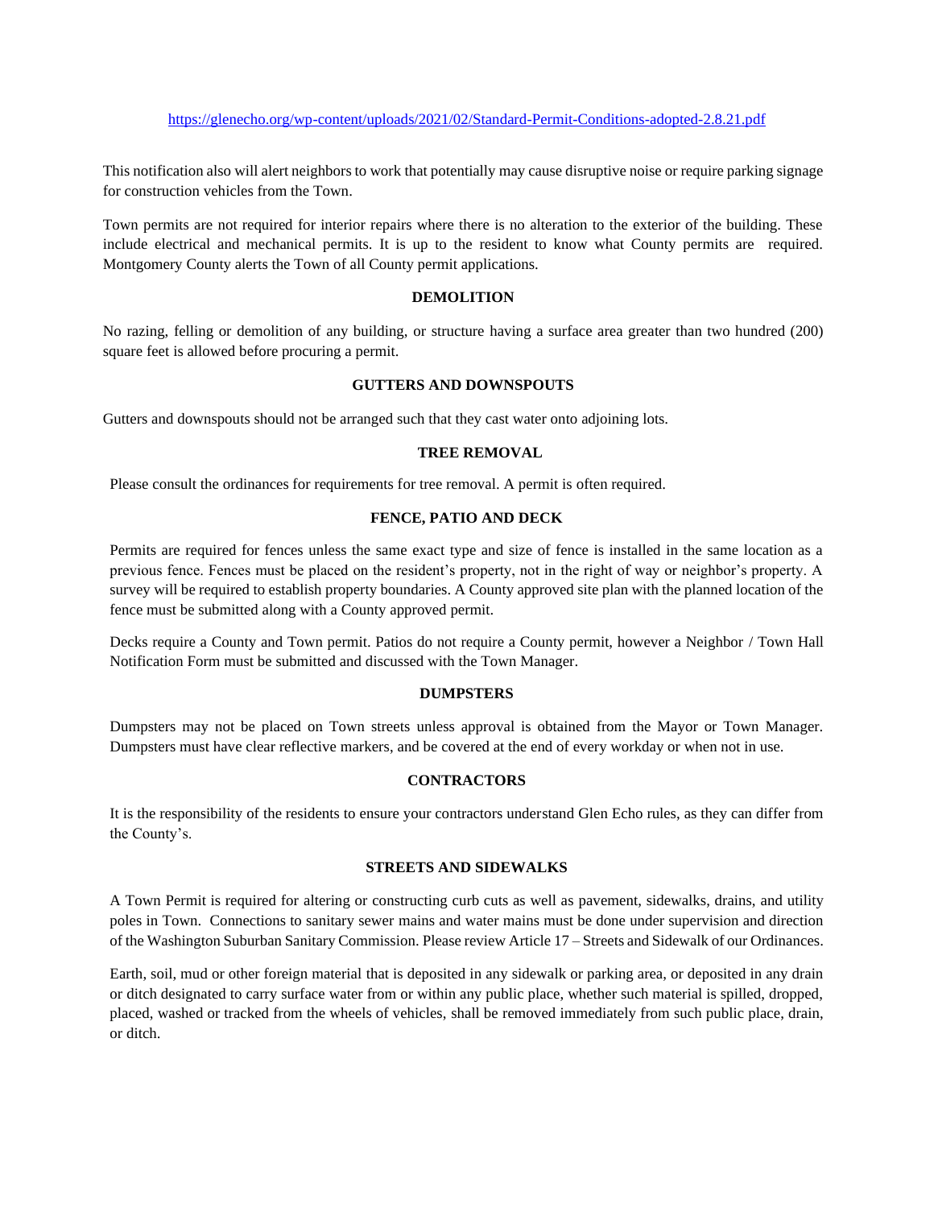https://glenecho.org/wp-content/uploads/2021/02/Standard-Permit-Conditions-adopted-2.8.21.pdf

This notification also will alert neighbors to work that potentially may cause disruptive noise or require parking signage for construction vehicles from the Town.

Town permits are not required for interior repairs where there is no alteration to the exterior of the building. These include electrical and mechanical permits. It is up to the resident to know what County permits are required. Montgomery County alerts the Town of all County permit applications.

## DEMOLITION

No razing, felling or demolition of any building, or structure having a surface area greater than two hundred (200) square feet is allowed before procuring a permit.

## GUTTERS AND DOWNSPOUTS

Gutters and downspouts should not be arranged such that they cast water onto adjoining lots.

## TREE REMOVAL

Please consult the ordinances for requirements for tree removal. A permit is often required.

## FENCE, PATIO AND DECK

Permits are required for fences unless the same exact type and size of fence is installed in the same location as a previous fence. Fences must be placed on the resident's property, not in the right of way or neighbor's property. A survey will be required to establish property boundaries. A County approved site plan with the planned location of the fence must be submitted along with a County approved permit.

Decks require a County and Town permit. Patios do not require a County permit, however a Neighbor / Town Hall Notification Form must be submitted and discussed with the Town Manager.

## DUMPSTERS

Dumpsters may not be placed on Town streets unless approval is obtained from the Mayor or Town Manager. Dumpsters must have clear reflective markers, and be covered at the end of every workday or when not in use.

## CONTRACTORS

It is the responsibility of the residents to ensure your contractors understand Glen Echo rules, as they can differ from the County's.

## STREETS AND SIDEWALKS

A Town Permit is required for altering or constructing curb cuts as well as pavement, sidewalks, drains, and utility poles in Town. Connections to sanitary sewer mains and water mains must be done under supervision and direction of the Washington Suburban Sanitary Commission. Please review Article 17 – Streets and Sidewalk of our Ordinances.

Earth, soil, mud or other foreign material that is deposited in any sidewalk or parking area, or deposited in any drain or ditch designated to carry surface water from or within any public place, whether such material is spilled, dropped, placed, washed or tracked from the wheels of vehicles, shall be removed immediately from such public place, drain, or ditch.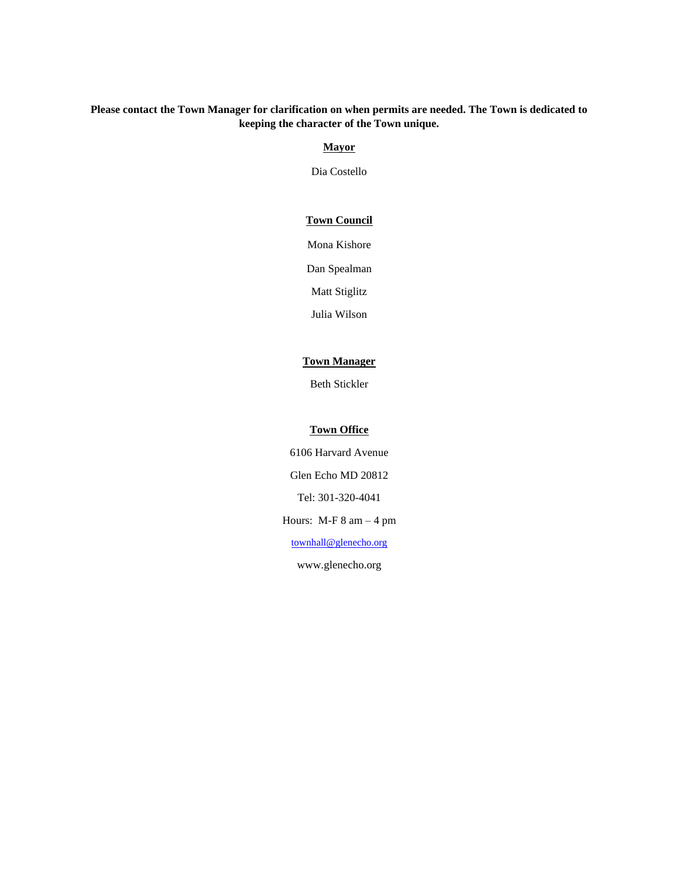**Please contact the Town Manager for clarification on when permits are needed. The Town is dedicated to keeping the character of the Town unique.**

**Mayor**

Dia Costello

**Town Council**

Mona Kishore

Dan Spealman

Matt Stiglitz

Julia Wilson

**Town Manager**

Beth Stickler

**Town Office**

6106 Harvard Avenue

Glen Echo MD 20812

Tel: 301-320-4041

Hours: M-F 8 am – 4 pm

townhall@glenecho.org

www.glenecho.org